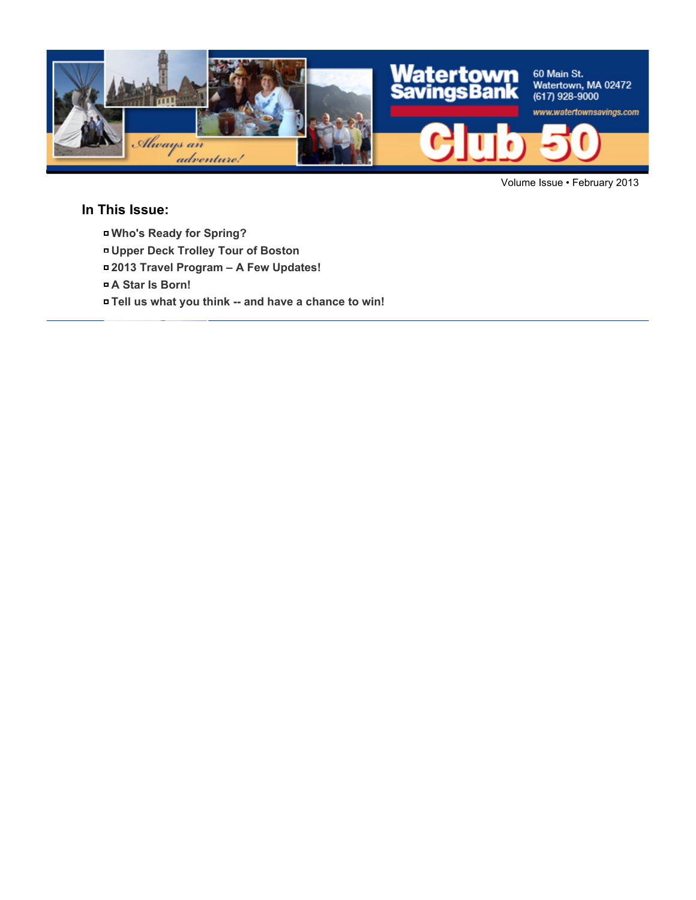Watertown Savings Bank

60 Main St.
Watertown, MA 02472
(617) 928-9000
www.watertownsavings.com

*Always an adventure!*

# Club 50

Volume Issue • February 2013

## In This Issue:

- **Who's Ready for Spring?**
- **Upper Deck Trolley Tour of Boston**
- **2013 Travel Program – A Few Updates!**
- **A Star Is Born!**
- **Tell us what you think -- and have a chance to win!**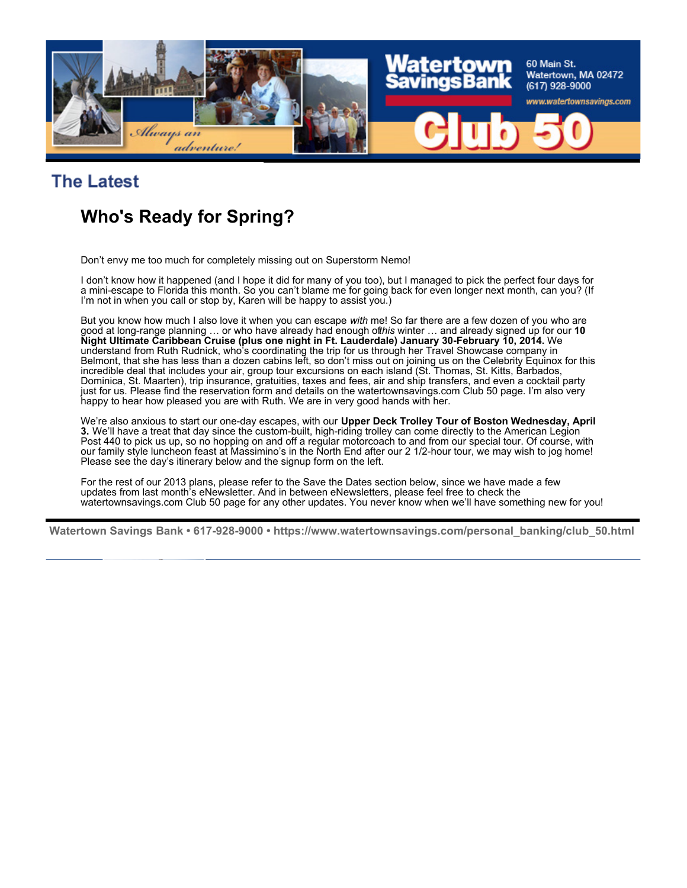## The Latest

# Who's Ready for Spring?

Don't envy me too much for completely missing out on Superstorm Nemo!

I don't know how it happened (and I hope it did for many of you too), but I managed to pick the perfect four days for a mini-escape to Florida this month. So you can't blame me for going back for even longer next month, can you? (If I'm not in when you call or stop by, Karen will be happy to assist you.)

But you know how much I also love it when you can escape *with* me! So far there are a few dozen of you who are good at long-range planning … or who have already had enough of *this* winter … and already signed up for our **10 Night Ultimate Caribbean Cruise (plus one night in Ft. Lauderdale) January 30-February 10, 2014.** We understand from Ruth Rudnick, who's coordinating the trip for us through her Travel Showcase company in Belmont, that she has less than a dozen cabins left, so don't miss out on joining us on the Celebrity Equinox for this incredible deal that includes your air, group tour excursions on each island (St. Thomas, St. Kitts, Barbados, Dominica, St. Maarten), trip insurance, gratuities, taxes and fees, air and ship transfers, and even a cocktail party just for us. Please find the reservation form and details on the watertownsavings.com Club 50 page. I'm also very happy to hear how pleased you are with Ruth. We are in very good hands with her.

We're also anxious to start our one-day escapes, with our **Upper Deck Trolley Tour of Boston Wednesday, April 3.** We'll have a treat that day since the custom-built, high-riding trolley can come directly to the American Legion Post 440 to pick us up, so no hopping on and off a regular motorcoach to and from our special tour. Of course, with our family style luncheon feast at Massimino's in the North End after our 2 1/2-hour tour, we may wish to jog home! Please see the day's itinerary below and the signup form on the left.

For the rest of our 2013 plans, please refer to the Save the Dates section below, since we have made a few updates from last month's eNewsletter. And in between eNewsletters, please feel free to check the watertownsavings.com Club 50 page for any other updates. You never know when we'll have something new for you!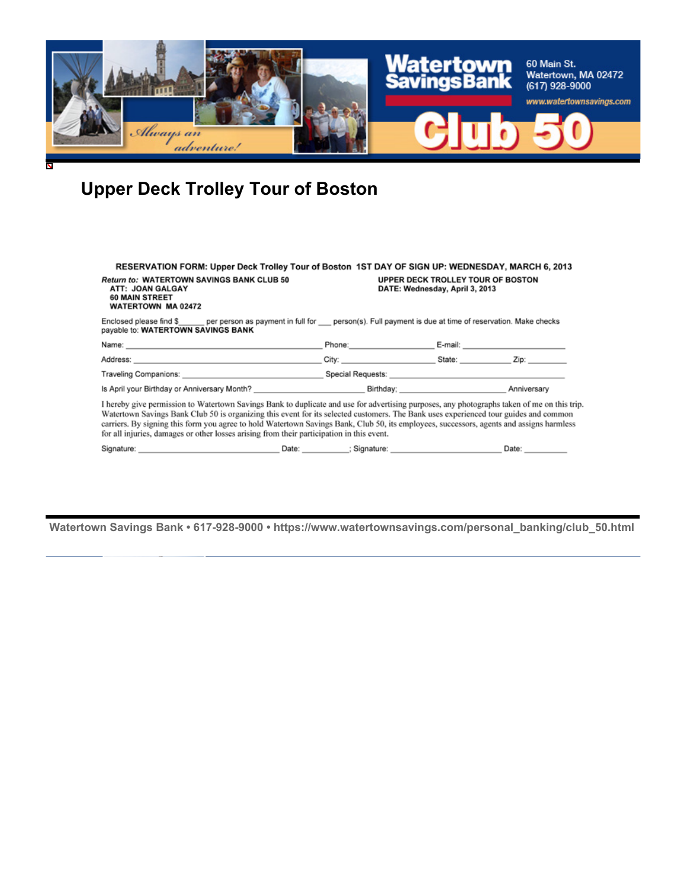# Upper Deck Trolley Tour of Boston

**RESERVATION FORM: Upper Deck Trolley Tour of Boston 1ST DAY OF SIGN UP: WEDNESDAY, MARCH 6, 2013**

***Return to:*** **WATERTOWN SAVINGS BANK CLUB 50**
**ATT: JOAN GALGAY**
**60 MAIN STREET**
**WATERTOWN MA 02472**

**UPPER DECK TROLLEY TOUR OF BOSTON**
**DATE: Wednesday, April 3, 2013**

Enclosed please find $______ per person as payment in full for ___ person(s). Full payment is due at time of reservation. Make checks payable to: **WATERTOWN SAVINGS BANK**

Name: ________________________________ Phone:________________ E-mail: ____________________

Address: ________________________________ City: ________________ State: __________ Zip: ________

Traveling Companions: ____________________________ Special Requests: ____________________________

Is April your Birthday or Anniversary Month? ____________________ Birthday; ____________________ Anniversary

I hereby give permission to Watertown Savings Bank to duplicate and use for advertising purposes, any photographs taken of me on this trip. Watertown Savings Bank Club 50 is organizing this event for its selected customers. The Bank uses experienced tour guides and common carriers. By signing this form you agree to hold Watertown Savings Bank, Club 50, its employees, successors, agents and assigns harmless for all injuries, damages or other losses arising from their participation in this event.

Signature: ____________________________ Date: __________; Signature: ______________________ Date: __________

**Watertown Savings Bank • 617-928-9000 • https://www.watertownsavings.com/personal_banking/club_50.html**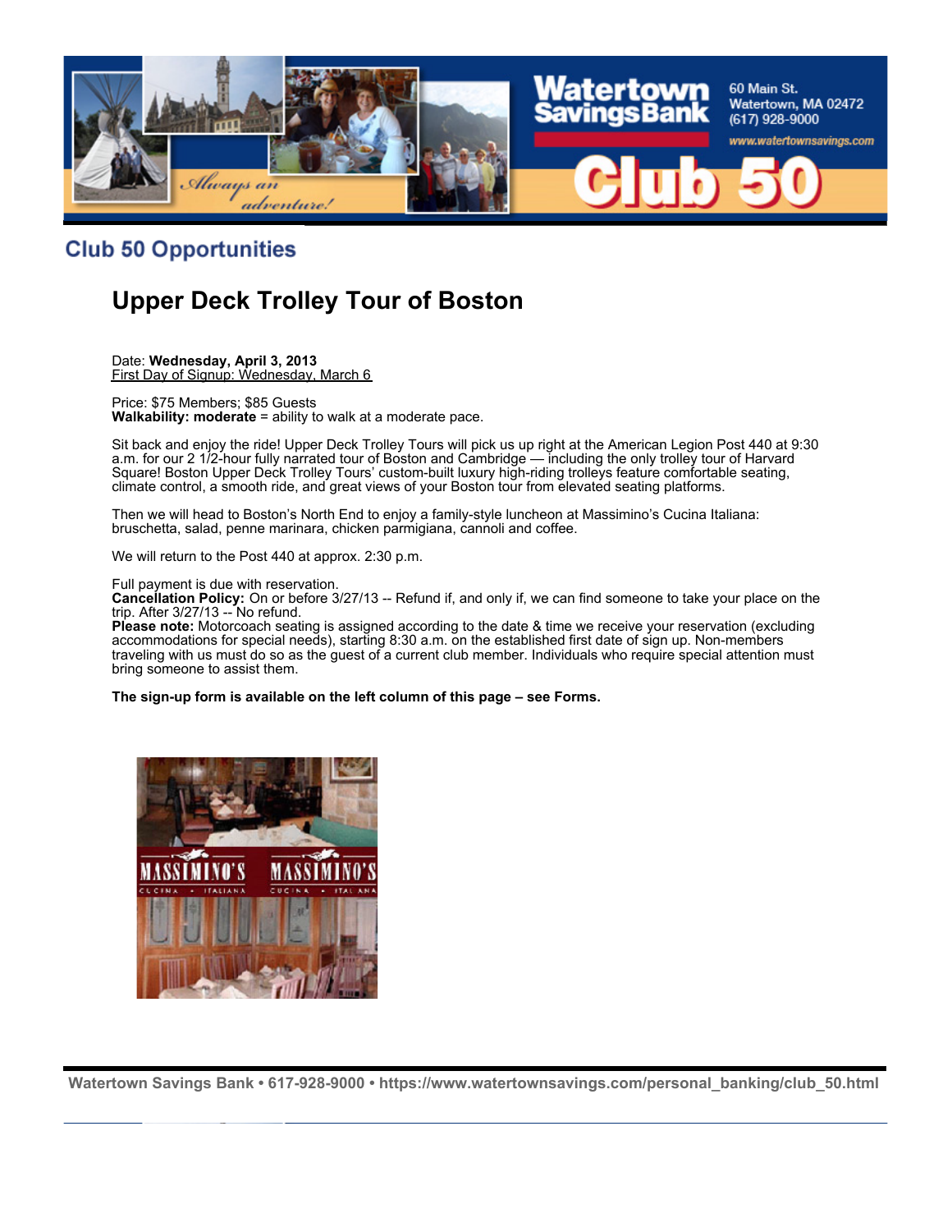## Club 50 Opportunities

# Upper Deck Trolley Tour of Boston

Date: **Wednesday, April 3, 2013**
First Day of Signup: Wednesday, March 6

Price: $75 Members; $85 Guests
**Walkability: moderate** = ability to walk at a moderate pace.

Sit back and enjoy the ride! Upper Deck Trolley Tours will pick us up right at the American Legion Post 440 at 9:30 a.m. for our 2 1/2-hour fully narrated tour of Boston and Cambridge — including the only trolley tour of Harvard Square! Boston Upper Deck Trolley Tours' custom-built luxury high-riding trolleys feature comfortable seating, climate control, a smooth ride, and great views of your Boston tour from elevated seating platforms.

Then we will head to Boston's North End to enjoy a family-style luncheon at Massimino's Cucina Italiana: bruschetta, salad, penne marinara, chicken parmigiana, cannoli and coffee.

We will return to the Post 440 at approx. 2:30 p.m.

Full payment is due with reservation.
**Cancellation Policy:** On or before 3/27/13 -- Refund if, and only if, we can find someone to take your place on the trip. After 3/27/13 -- No refund.
**Please note:** Motorcoach seating is assigned according to the date & time we receive your reservation (excluding accommodations for special needs), starting 8:30 a.m. on the established first date of sign up. Non-members traveling with us must do so as the guest of a current club member. Individuals who require special attention must bring someone to assist them.

**The sign-up form is available on the left column of this page – see Forms.**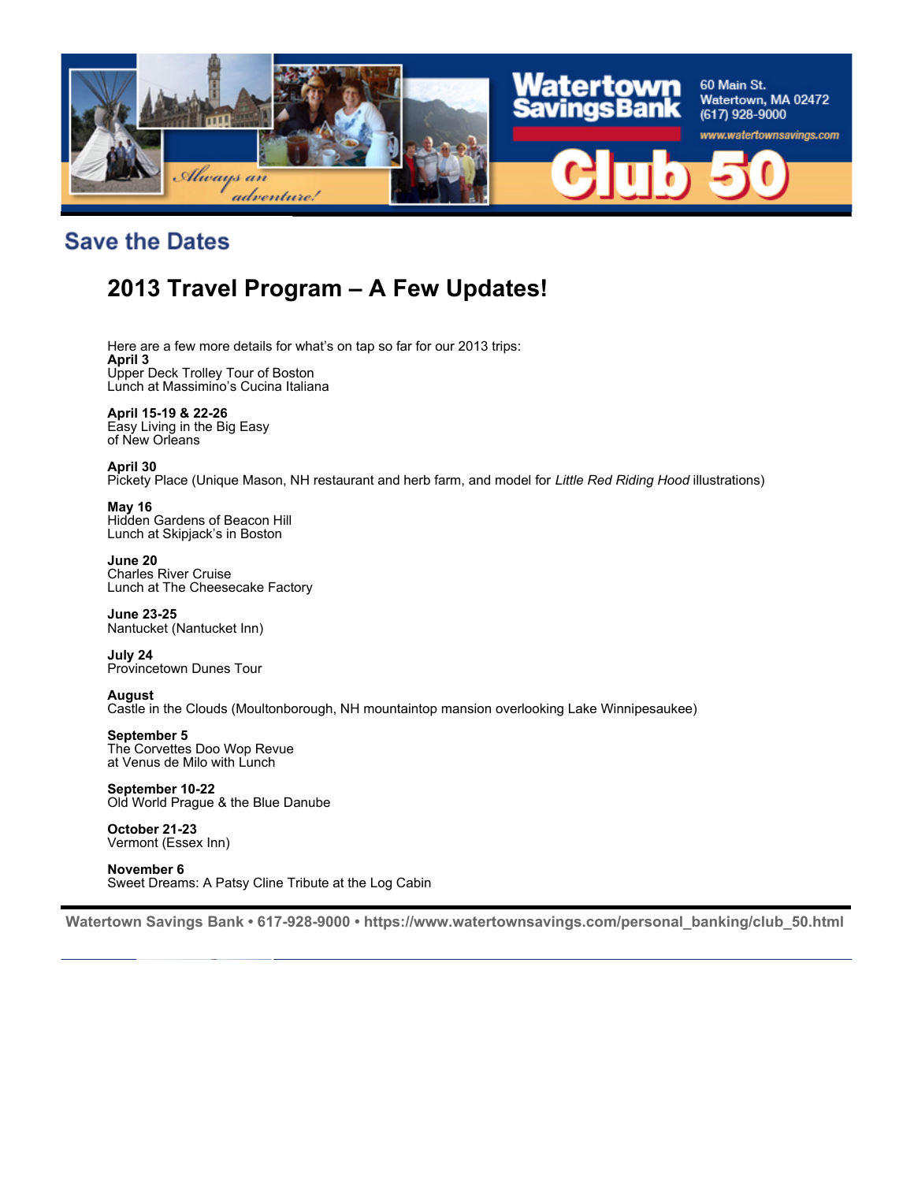Watertown Savings Bank

60 Main St.
Watertown, MA 02472
(617) 928-9000
www.watertownsavings.com

Always an adventure!

# Club 50

## Save the Dates

### 2013 Travel Program – A Few Updates!

Here are a few more details for what's on tap so far for our 2013 trips:

**April 3**
Upper Deck Trolley Tour of Boston
Lunch at Massimino's Cucina Italiana

**April 15-19 & 22-26**
Easy Living in the Big Easy
of New Orleans

**April 30**
Pickety Place (Unique Mason, NH restaurant and herb farm, and model for *Little Red Riding Hood* illustrations)

**May 16**
Hidden Gardens of Beacon Hill
Lunch at Skipjack's in Boston

**June 20**
Charles River Cruise
Lunch at The Cheesecake Factory

**June 23-25**
Nantucket (Nantucket Inn)

**July 24**
Provincetown Dunes Tour

**August**
Castle in the Clouds (Moultonborough, NH mountaintop mansion overlooking Lake Winnipesaukee)

**September 5**
The Corvettes Doo Wop Revue
at Venus de Milo with Lunch

**September 10-22**
Old World Prague & the Blue Danube

**October 21-23**
Vermont (Essex Inn)

**November 6**
Sweet Dreams: A Patsy Cline Tribute at the Log Cabin

**Watertown Savings Bank • 617-928-9000 • https://www.watertownsavings.com/personal_banking/club_50.html**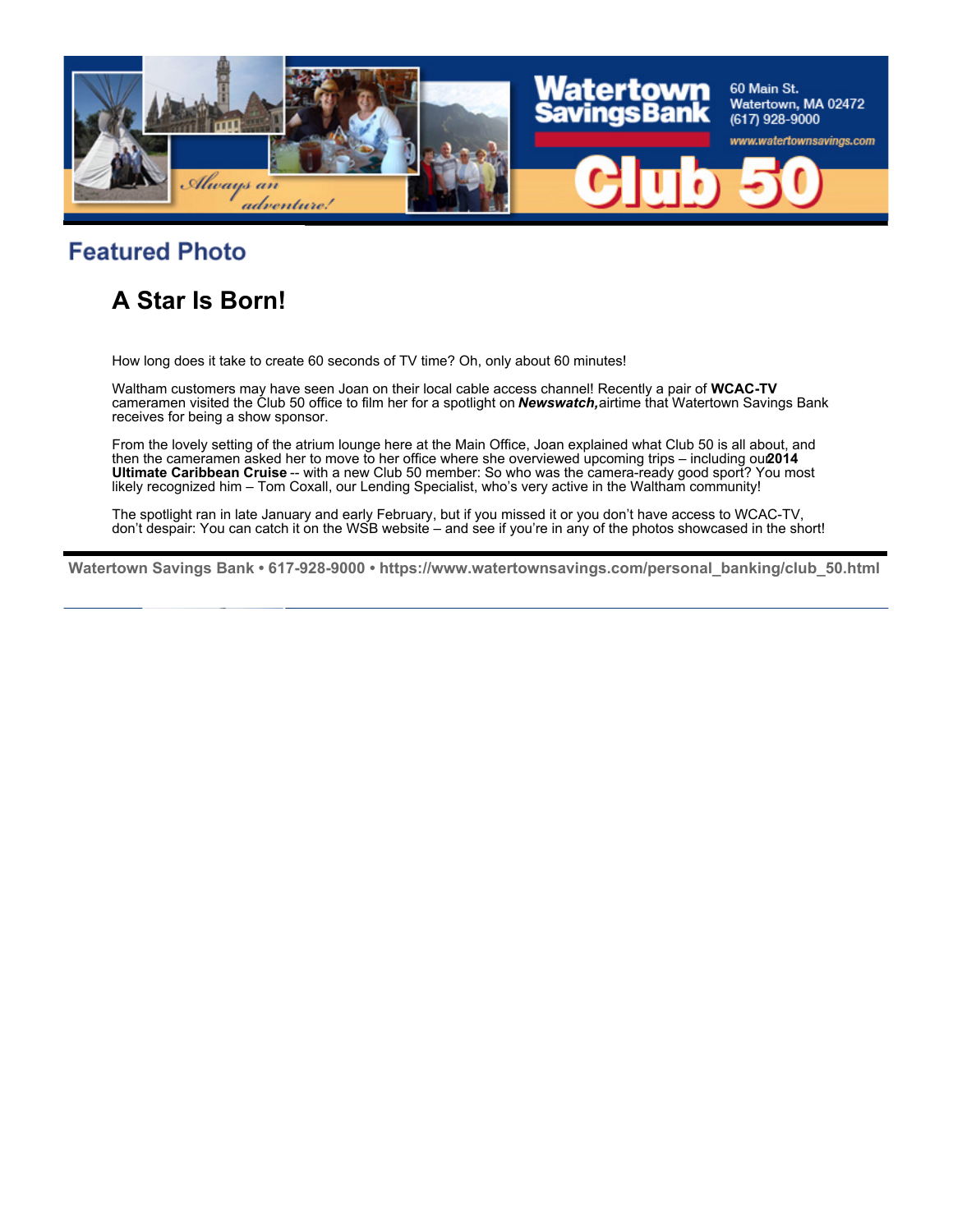## Featured Photo

# A Star Is Born!

How long does it take to create 60 seconds of TV time? Oh, only about 60 minutes!

Waltham customers may have seen Joan on their local cable access channel! Recently a pair of **WCAC-TV** cameramen visited the Club 50 office to film her for a spotlight on ***Newswatch,*** airtime that Watertown Savings Bank receives for being a show sponsor.

From the lovely setting of the atrium lounge here at the Main Office, Joan explained what Club 50 is all about, and then the cameramen asked her to move to her office where she overviewed upcoming trips – including our **2014 Ultimate Caribbean Cruise** -- with a new Club 50 member: So who was the camera-ready good sport? You most likely recognized him – Tom Coxall, our Lending Specialist, who's very active in the Waltham community!

The spotlight ran in late January and early February, but if you missed it or you don't have access to WCAC-TV, don't despair: You can catch it on the WSB website – and see if you're in any of the photos showcased in the short!

**Watertown Savings Bank • 617-928-9000 • https://www.watertownsavings.com/personal_banking/club_50.html**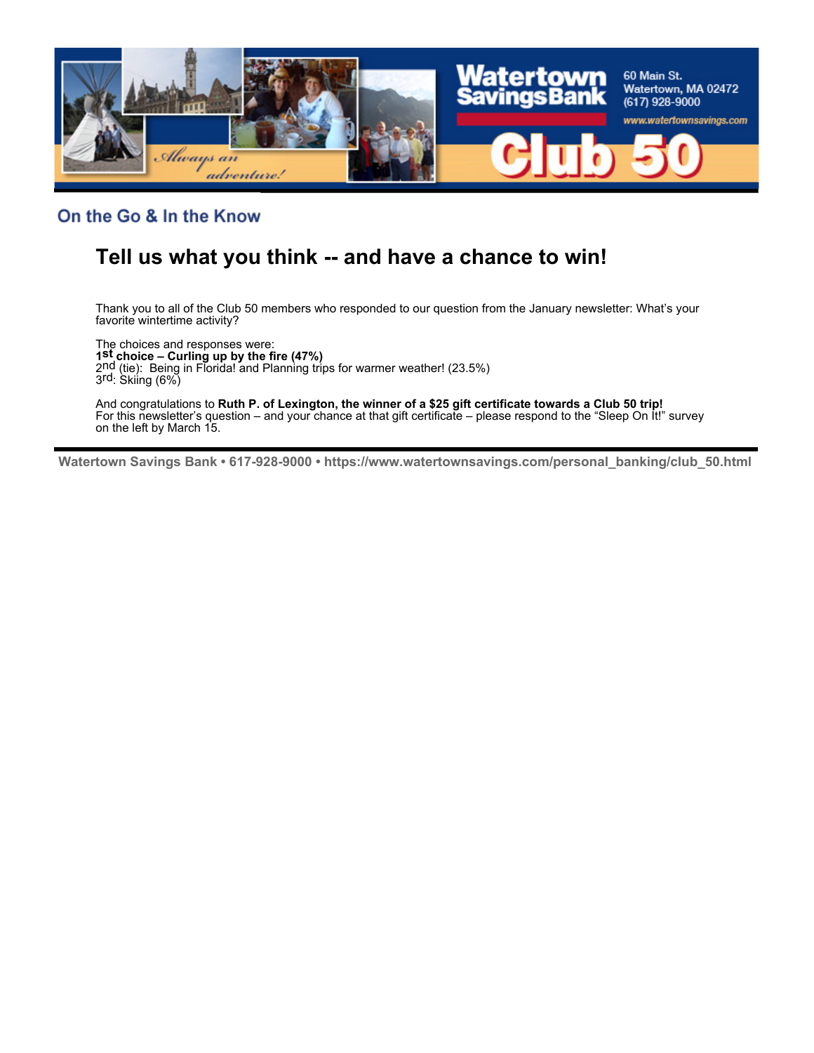## On the Go & In the Know

# Tell us what you think -- and have a chance to win!

Thank you to all of the Club 50 members who responded to our question from the January newsletter: What's your favorite wintertime activity?

The choices and responses were:
**1st choice – Curling up by the fire (47%)**
2nd (tie): Being in Florida! and Planning trips for warmer weather! (23.5%)
3rd: Skiing (6%)

And congratulations to **Ruth P. of Lexington, the winner of a $25 gift certificate towards a Club 50 trip!** For this newsletter's question – and your chance at that gift certificate – please respond to the "Sleep On It!" survey on the left by March 15.